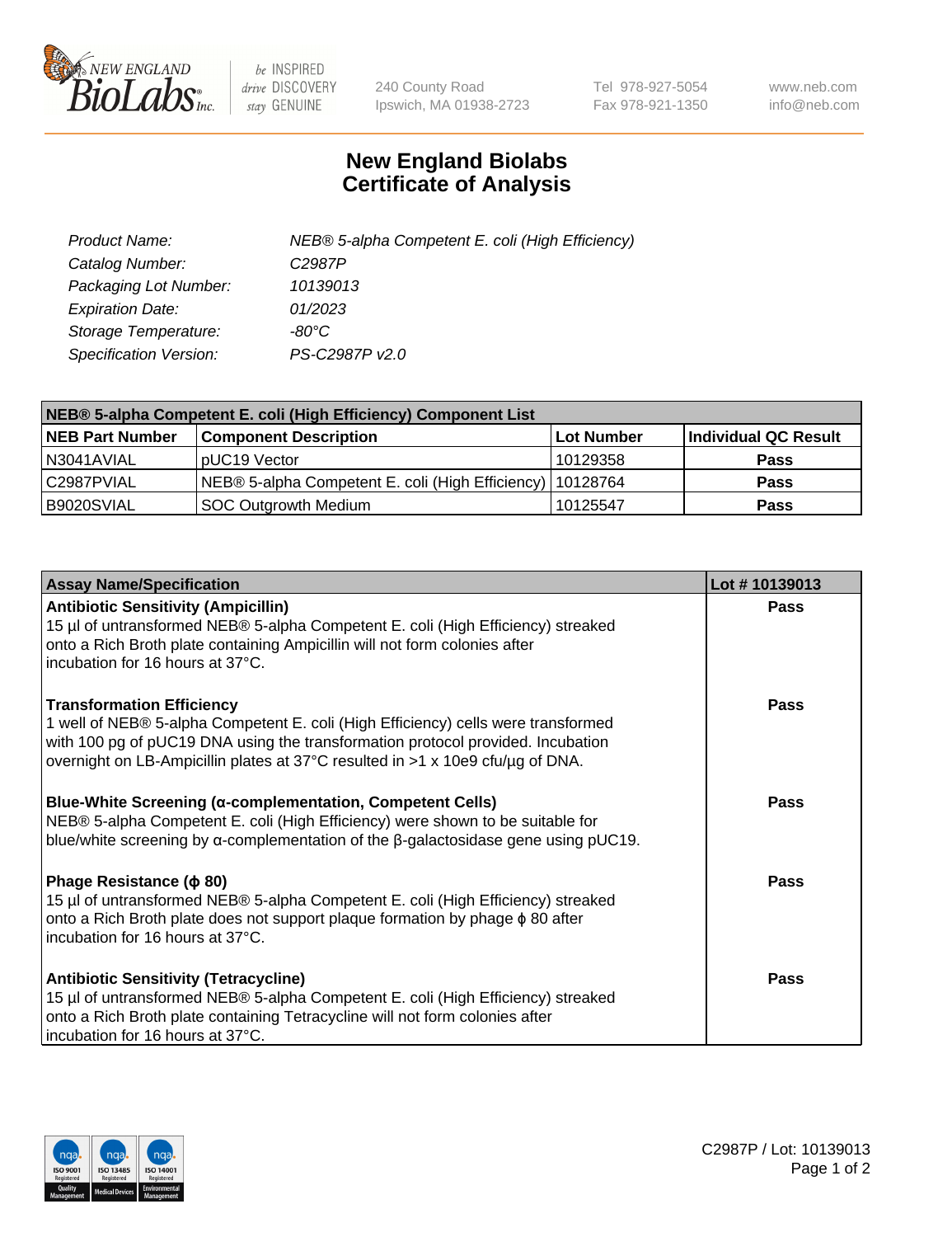# New England Biolabs
# Certificate of Analysis

| | |
|---|---|
| *Product Name:* | *NEB® 5-alpha Competent E. coli (High Efficiency)* |
| *Catalog Number:* | *C2987P* |
| *Packaging Lot Number:* | *10139013* |
| *Expiration Date:* | *01/2023* |
| *Storage Temperature:* | *-80°C* |
| *Specification Version:* | *PS-C2987P v2.0* |

| NEB® 5-alpha Competent E. coli (High Efficiency) Component List | | | |
|---|---|---|---|
| **NEB Part Number** | **Component Description** | **Lot Number** | **Individual QC Result** |
| N3041AVIAL | pUC19 Vector | 10129358 | **Pass** |
| C2987PVIAL | NEB® 5-alpha Competent E. coli (High Efficiency) | 10128764 | **Pass** |
| B9020SVIAL | SOC Outgrowth Medium | 10125547 | **Pass** |

| Assay Name/Specification | Lot # 10139013 |
|---|---|
| **Antibiotic Sensitivity (Ampicillin)**<br>15 µl of untransformed NEB® 5-alpha Competent E. coli (High Efficiency) streaked onto a Rich Broth plate containing Ampicillin will not form colonies after incubation for 16 hours at 37°C. | **Pass** |
| **Transformation Efficiency**<br>1 well of NEB® 5-alpha Competent E. coli (High Efficiency) cells were transformed with 100 pg of pUC19 DNA using the transformation protocol provided. Incubation overnight on LB-Ampicillin plates at 37°C resulted in >1 x 10e9 cfu/µg of DNA. | **Pass** |
| **Blue-White Screening (α-complementation, Competent Cells)**<br>NEB® 5-alpha Competent E. coli (High Efficiency) were shown to be suitable for blue/white screening by α-complementation of the β-galactosidase gene using pUC19. | **Pass** |
| **Phage Resistance (ϕ 80)**<br>15 µl of untransformed NEB® 5-alpha Competent E. coli (High Efficiency) streaked onto a Rich Broth plate does not support plaque formation by phage ϕ 80 after incubation for 16 hours at 37°C. | **Pass** |
| **Antibiotic Sensitivity (Tetracycline)**<br>15 µl of untransformed NEB® 5-alpha Competent E. coli (High Efficiency) streaked onto a Rich Broth plate containing Tetracycline will not form colonies after incubation for 16 hours at 37°C. | **Pass** |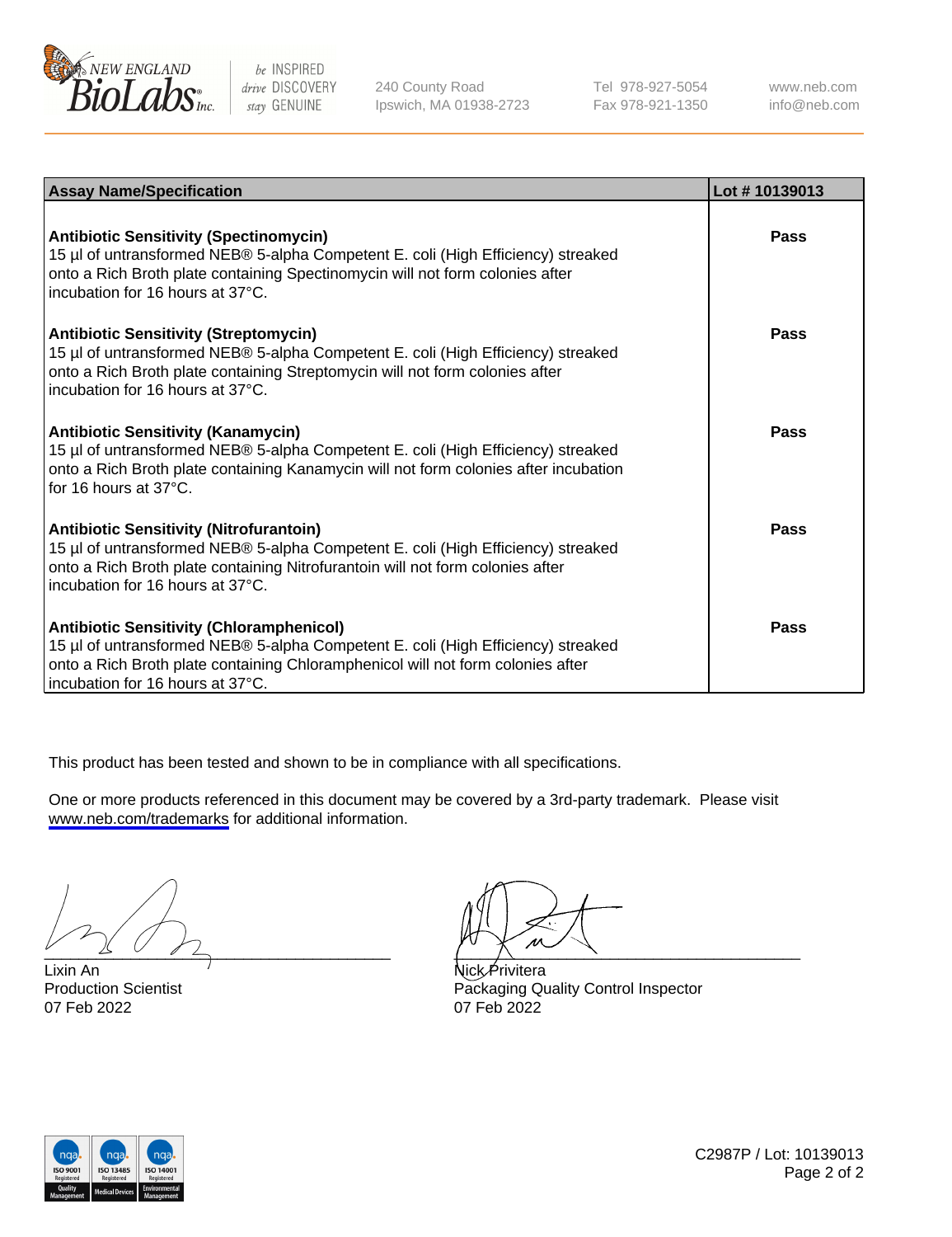| Assay Name/Specification | Lot # 10139013 |
|---|---|
| **Antibiotic Sensitivity (Spectinomycin)**<br>15 µl of untransformed NEB® 5-alpha Competent E. coli (High Efficiency) streaked onto a Rich Broth plate containing Spectinomycin will not form colonies after incubation for 16 hours at 37°C. | **Pass** |
| **Antibiotic Sensitivity (Streptomycin)**<br>15 µl of untransformed NEB® 5-alpha Competent E. coli (High Efficiency) streaked onto a Rich Broth plate containing Streptomycin will not form colonies after incubation for 16 hours at 37°C. | **Pass** |
| **Antibiotic Sensitivity (Kanamycin)**<br>15 µl of untransformed NEB® 5-alpha Competent E. coli (High Efficiency) streaked onto a Rich Broth plate containing Kanamycin will not form colonies after incubation for 16 hours at 37°C. | **Pass** |
| **Antibiotic Sensitivity (Nitrofurantoin)**<br>15 µl of untransformed NEB® 5-alpha Competent E. coli (High Efficiency) streaked onto a Rich Broth plate containing Nitrofurantoin will not form colonies after incubation for 16 hours at 37°C. | **Pass** |
| **Antibiotic Sensitivity (Chloramphenicol)**<br>15 µl of untransformed NEB® 5-alpha Competent E. coli (High Efficiency) streaked onto a Rich Broth plate containing Chloramphenicol will not form colonies after incubation for 16 hours at 37°C. | **Pass** |

This product has been tested and shown to be in compliance with all specifications.

One or more products referenced in this document may be covered by a 3rd-party trademark. Please visit www.neb.com/trademarks for additional information.

Lixin An
Production Scientist
07 Feb 2022

Nick Privitera
Packaging Quality Control Inspector
07 Feb 2022

C2987P / Lot: 10139013